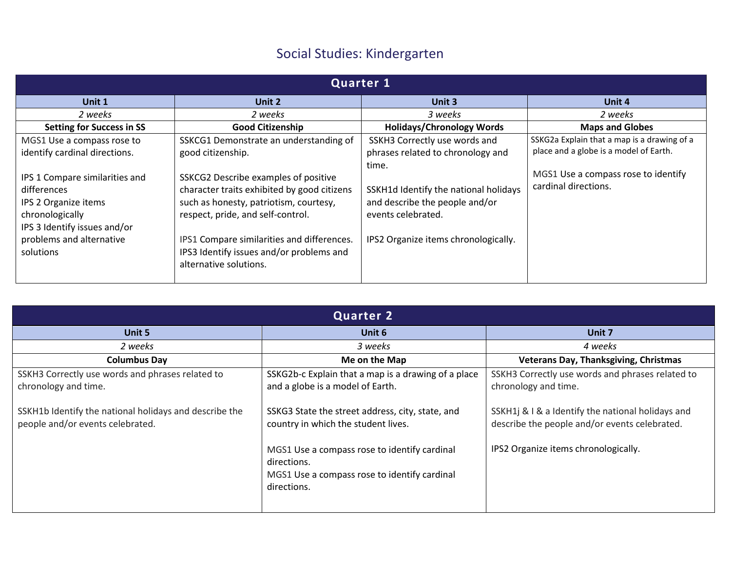# Social Studies: Kindergarten

| Quarter 1 | | | |
|---|---|---|---|
| **Unit 1** | **Unit 2** | **Unit 3** | **Unit 4** |
| *2 weeks* | *2 weeks* | *3 weeks* | *2 weeks* |
| **Setting for Success in SS** | **Good Citizenship** | **Holidays/Chronology Words** | **Maps and Globes** |
| MGS1 Use a compass rose to identify cardinal directions.<br><br>IPS 1 Compare similarities and differences<br>IPS 2 Organize items chronologically<br>IPS 3 Identify issues and/or problems and alternative solutions | SSKCG1 Demonstrate an understanding of good citizenship.<br><br>SSKCG2 Describe examples of positive character traits exhibited by good citizens such as honesty, patriotism, courtesy, respect, pride, and self-control.<br><br>IPS1 Compare similarities and differences.<br>IPS3 Identify issues and/or problems and alternative solutions. | SSKH3 Correctly use words and phrases related to chronology and time.<br><br>SSKH1d Identify the national holidays and describe the people and/or events celebrated.<br><br>IPS2 Organize items chronologically. | SSKG2a Explain that a map is a drawing of a place and a globe is a model of Earth.<br><br>MGS1 Use a compass rose to identify cardinal directions. |

| Quarter 2 | | |
|---|---|---|
| **Unit 5** | **Unit 6** | **Unit 7** |
| *2 weeks* | *3 weeks* | *4 weeks* |
| **Columbus Day** | **Me on the Map** | **Veterans Day, Thanksgiving, Christmas** |
| SSKH3 Correctly use words and phrases related to chronology and time.<br><br>SSKH1b Identify the national holidays and describe the people and/or events celebrated. | SSKG2b-c Explain that a map is a drawing of a place and a globe is a model of Earth.<br><br>SSKG3 State the street address, city, state, and country in which the student lives.<br><br>MGS1 Use a compass rose to identify cardinal directions.<br>MGS1 Use a compass rose to identify cardinal directions. | SSKH3 Correctly use words and phrases related to chronology and time.<br><br>SSKH1j & I & a Identify the national holidays and describe the people and/or events celebrated.<br><br>IPS2 Organize items chronologically. |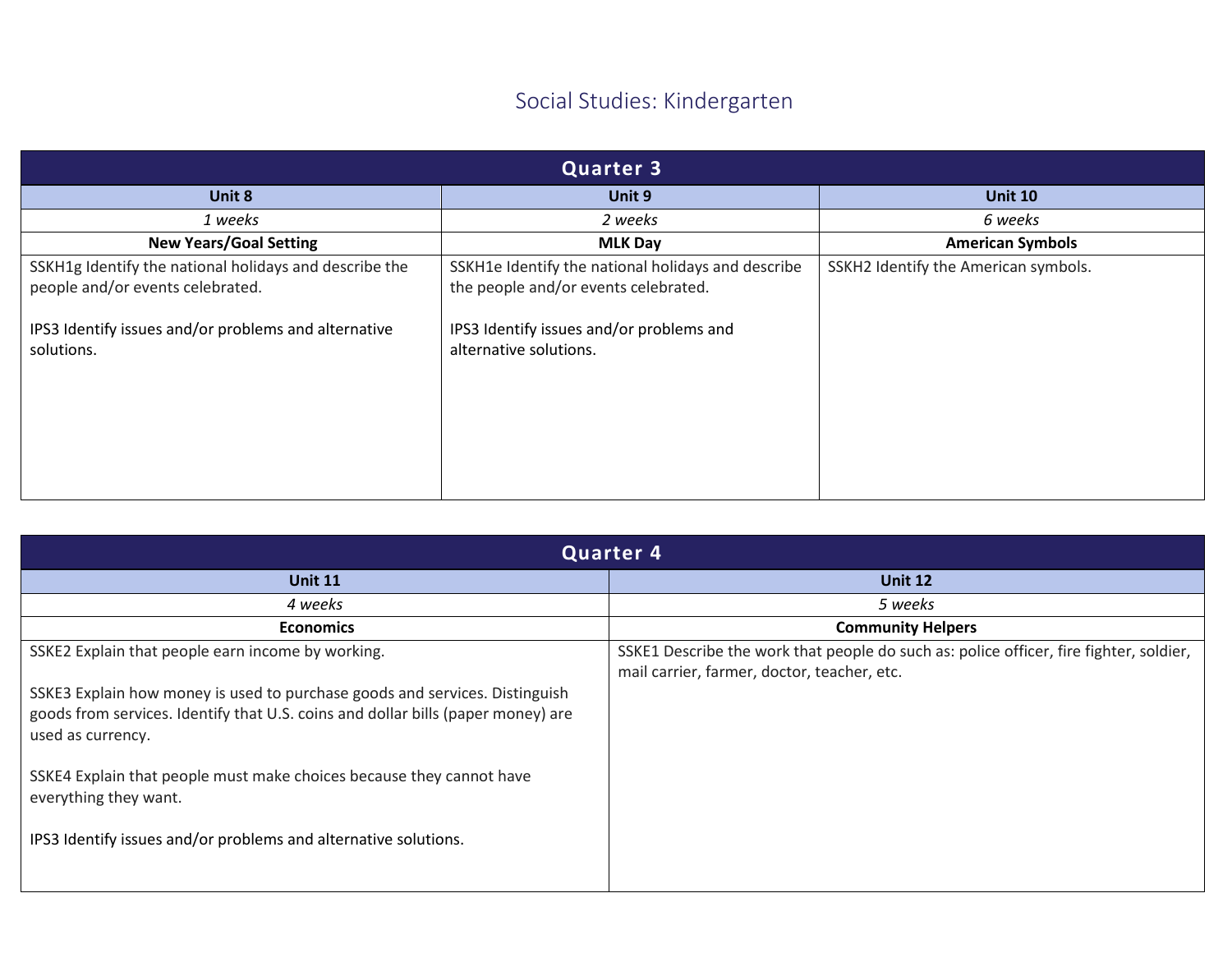# Social Studies: Kindergarten

| Quarter 3 | | |
|---|---|---|
| **Unit 8** | **Unit 9** | **Unit 10** |
| *1 weeks* | *2 weeks* | *6 weeks* |
| **New Years/Goal Setting** | **MLK Day** | **American Symbols** |
| SSKH1g Identify the national holidays and describe the people and/or events celebrated.<br><br>IPS3 Identify issues and/or problems and alternative solutions. | SSKH1e Identify the national holidays and describe the people and/or events celebrated.<br><br>IPS3 Identify issues and/or problems and alternative solutions. | SSKH2 Identify the American symbols. |

| Quarter 4 | |
|---|---|
| **Unit 11** | **Unit 12** |
| *4 weeks* | *5 weeks* |
| **Economics** | **Community Helpers** |
| SSKE2 Explain that people earn income by working.<br><br>SSKE3 Explain how money is used to purchase goods and services. Distinguish goods from services. Identify that U.S. coins and dollar bills (paper money) are used as currency.<br><br>SSKE4 Explain that people must make choices because they cannot have everything they want.<br><br>IPS3 Identify issues and/or problems and alternative solutions. | SSKE1 Describe the work that people do such as: police officer, fire fighter, soldier, mail carrier, farmer, doctor, teacher, etc. |